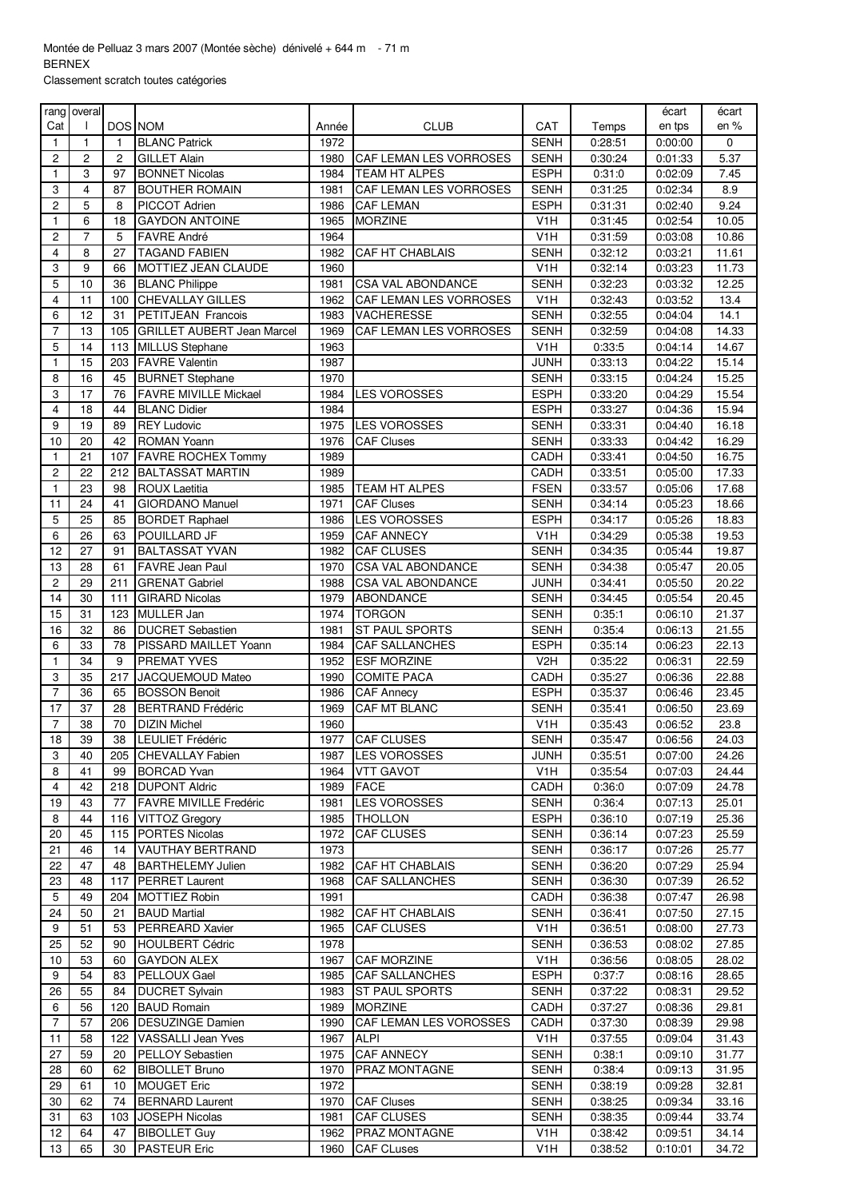Montée de Pelluaz 3 mars 2007 (Montée sèche) dénivelé + 644 m - 71 m
BERNEX
Classement scratch toutes catégories

| rang Cat | overal l | DOS | NOM | Année | CLUB | CAT | Temps | écart en tps | écart en % |
|---|---|---|---|---|---|---|---|---|---|
| 1 | 1 | 1 | BLANC Patrick | 1972 | | SENH | 0:28:51 | 0:00:00 | 0 |
| 2 | 2 | 2 | GILLET Alain | 1980 | CAF LEMAN LES VORROSES | SENH | 0:30:24 | 0:01:33 | 5.37 |
| 1 | 3 | 97 | BONNET Nicolas | 1984 | TEAM HT ALPES | ESPH | 0:31:0 | 0:02:09 | 7.45 |
| 3 | 4 | 87 | BOUTHER ROMAIN | 1981 | CAF LEMAN LES VORROSES | SENH | 0:31:25 | 0:02:34 | 8.9 |
| 2 | 5 | 8 | PICCOT Adrien | 1986 | CAF LEMAN | ESPH | 0:31:31 | 0:02:40 | 9.24 |
| 1 | 6 | 18 | GAYDON ANTOINE | 1965 | MORZINE | V1H | 0:31:45 | 0:02:54 | 10.05 |
| 2 | 7 | 5 | FAVRE André | 1964 | | V1H | 0:31:59 | 0:03:08 | 10.86 |
| 4 | 8 | 27 | TAGAND FABIEN | 1982 | CAF HT CHABLAIS | SENH | 0:32:12 | 0:03:21 | 11.61 |
| 3 | 9 | 66 | MOTTIEZ JEAN CLAUDE | 1960 | | V1H | 0:32:14 | 0:03:23 | 11.73 |
| 5 | 10 | 36 | BLANC Philippe | 1981 | CSA VAL ABONDANCE | SENH | 0:32:23 | 0:03:32 | 12.25 |
| 4 | 11 | 100 | CHEVALLAY GILLES | 1962 | CAF LEMAN LES VORROSES | V1H | 0:32:43 | 0:03:52 | 13.4 |
| 6 | 12 | 31 | PETITJEAN Francois | 1983 | VACHERESSE | SENH | 0:32:55 | 0:04:04 | 14.1 |
| 7 | 13 | 105 | GRILLET AUBERT Jean Marcel | 1969 | CAF LEMAN LES VORROSES | SENH | 0:32:59 | 0:04:08 | 14.33 |
| 5 | 14 | 113 | MILLUS Stephane | 1963 | | V1H | 0:33:5 | 0:04:14 | 14.67 |
| 1 | 15 | 203 | FAVRE Valentin | 1987 | | JUNH | 0:33:13 | 0:04:22 | 15.14 |
| 8 | 16 | 45 | BURNET Stephane | 1970 | | SENH | 0:33:15 | 0:04:24 | 15.25 |
| 3 | 17 | 76 | FAVRE MIVILLE Mickael | 1984 | LES VOROSSES | ESPH | 0:33:20 | 0:04:29 | 15.54 |
| 4 | 18 | 44 | BLANC Didier | 1984 | | ESPH | 0:33:27 | 0:04:36 | 15.94 |
| 9 | 19 | 89 | REY Ludovic | 1975 | LES VOROSSES | SENH | 0:33:31 | 0:04:40 | 16.18 |
| 10 | 20 | 42 | ROMAN Yoann | 1976 | CAF Cluses | SENH | 0:33:33 | 0:04:42 | 16.29 |
| 1 | 21 | 107 | FAVRE ROCHEX Tommy | 1989 | | CADH | 0:33:41 | 0:04:50 | 16.75 |
| 2 | 22 | 212 | BALTASSAT MARTIN | 1989 | | CADH | 0:33:51 | 0:05:00 | 17.33 |
| 1 | 23 | 98 | ROUX Laetitia | 1985 | TEAM HT ALPES | FSEN | 0:33:57 | 0:05:06 | 17.68 |
| 11 | 24 | 41 | GIORDANO Manuel | 1971 | CAF Cluses | SENH | 0:34:14 | 0:05:23 | 18.66 |
| 5 | 25 | 85 | BORDET Raphael | 1986 | LES VOROSSES | ESPH | 0:34:17 | 0:05:26 | 18.83 |
| 6 | 26 | 63 | POUILLARD JF | 1959 | CAF ANNECY | V1H | 0:34:29 | 0:05:38 | 19.53 |
| 12 | 27 | 91 | BALTASSAT YVAN | 1982 | CAF CLUSES | SENH | 0:34:35 | 0:05:44 | 19.87 |
| 13 | 28 | 61 | FAVRE Jean Paul | 1970 | CSA VAL ABONDANCE | SENH | 0:34:38 | 0:05:47 | 20.05 |
| 2 | 29 | 211 | GRENAT Gabriel | 1988 | CSA VAL ABONDANCE | JUNH | 0:34:41 | 0:05:50 | 20.22 |
| 14 | 30 | 111 | GIRARD Nicolas | 1979 | ABONDANCE | SENH | 0:34:45 | 0:05:54 | 20.45 |
| 15 | 31 | 123 | MULLER Jan | 1974 | TORGON | SENH | 0:35:1 | 0:06:10 | 21.37 |
| 16 | 32 | 86 | DUCRET Sebastien | 1981 | ST PAUL SPORTS | SENH | 0:35:4 | 0:06:13 | 21.55 |
| 6 | 33 | 78 | PISSARD MAILLET Yoann | 1984 | CAF SALLANCHES | ESPH | 0:35:14 | 0:06:23 | 22.13 |
| 1 | 34 | 9 | PREMAT YVES | 1952 | ESF MORZINE | V2H | 0:35:22 | 0:06:31 | 22.59 |
| 3 | 35 | 217 | JACQUEMOUD Mateo | 1990 | COMITE PACA | CADH | 0:35:27 | 0:06:36 | 22.88 |
| 7 | 36 | 65 | BOSSON Benoit | 1986 | CAF Annecy | ESPH | 0:35:37 | 0:06:46 | 23.45 |
| 17 | 37 | 28 | BERTRAND Frédéric | 1969 | CAF MT BLANC | SENH | 0:35:41 | 0:06:50 | 23.69 |
| 7 | 38 | 70 | DIZIN Michel | 1960 | | V1H | 0:35:43 | 0:06:52 | 23.8 |
| 18 | 39 | 38 | LEULIET Frédéric | 1977 | CAF CLUSES | SENH | 0:35:47 | 0:06:56 | 24.03 |
| 3 | 40 | 205 | CHEVALLAY Fabien | 1987 | LES VOROSSES | JUNH | 0:35:51 | 0:07:00 | 24.26 |
| 8 | 41 | 99 | BORCAD Yvan | 1964 | VTT GAVOT | V1H | 0:35:54 | 0:07:03 | 24.44 |
| 4 | 42 | 218 | DUPONT Aldric | 1989 | FACE | CADH | 0:36:0 | 0:07:09 | 24.78 |
| 19 | 43 | 77 | FAVRE MIVILLE Fredéric | 1981 | LES VOROSSES | SENH | 0:36:4 | 0:07:13 | 25.01 |
| 8 | 44 | 116 | VITTOZ Gregory | 1985 | THOLLON | ESPH | 0:36:10 | 0:07:19 | 25.36 |
| 20 | 45 | 115 | PORTES Nicolas | 1972 | CAF CLUSES | SENH | 0:36:14 | 0:07:23 | 25.59 |
| 21 | 46 | 14 | VAUTHAY BERTRAND | 1973 | | SENH | 0:36:17 | 0:07:26 | 25.77 |
| 22 | 47 | 48 | BARTHELEMY Julien | 1982 | CAF HT CHABLAIS | SENH | 0:36:20 | 0:07:29 | 25.94 |
| 23 | 48 | 117 | PERRET Laurent | 1968 | CAF SALLANCHES | SENH | 0:36:30 | 0:07:39 | 26.52 |
| 5 | 49 | 204 | MOTTIEZ Robin | 1991 | | CADH | 0:36:38 | 0:07:47 | 26.98 |
| 24 | 50 | 21 | BAUD Martial | 1982 | CAF HT CHABLAIS | SENH | 0:36:41 | 0:07:50 | 27.15 |
| 9 | 51 | 53 | PERREARD Xavier | 1965 | CAF CLUSES | V1H | 0:36:51 | 0:08:00 | 27.73 |
| 25 | 52 | 90 | HOULBERT Cédric | 1978 | | SENH | 0:36:53 | 0:08:02 | 27.85 |
| 10 | 53 | 60 | GAYDON ALEX | 1967 | CAF MORZINE | V1H | 0:36:56 | 0:08:05 | 28.02 |
| 9 | 54 | 83 | PELLOUX Gael | 1985 | CAF SALLANCHES | ESPH | 0:37:7 | 0:08:16 | 28.65 |
| 26 | 55 | 84 | DUCRET Sylvain | 1983 | ST PAUL SPORTS | SENH | 0:37:22 | 0:08:31 | 29.52 |
| 6 | 56 | 120 | BAUD Romain | 1989 | MORZINE | CADH | 0:37:27 | 0:08:36 | 29.81 |
| 7 | 57 | 206 | DESUZINGE Damien | 1990 | CAF LEMAN LES VOROSSES | CADH | 0:37:30 | 0:08:39 | 29.98 |
| 11 | 58 | 122 | VASSALLI Jean Yves | 1967 | ALPI | V1H | 0:37:55 | 0:09:04 | 31.43 |
| 27 | 59 | 20 | PELLOY Sebastien | 1975 | CAF ANNECY | SENH | 0:38:1 | 0:09:10 | 31.77 |
| 28 | 60 | 62 | BIBOLLET Bruno | 1970 | PRAZ MONTAGNE | SENH | 0:38:4 | 0:09:13 | 31.95 |
| 29 | 61 | 10 | MOUGET Eric | 1972 | | SENH | 0:38:19 | 0:09:28 | 32.81 |
| 30 | 62 | 74 | BERNARD Laurent | 1970 | CAF Cluses | SENH | 0:38:25 | 0:09:34 | 33.16 |
| 31 | 63 | 103 | JOSEPH Nicolas | 1981 | CAF CLUSES | SENH | 0:38:35 | 0:09:44 | 33.74 |
| 12 | 64 | 47 | BIBOLLET Guy | 1962 | PRAZ MONTAGNE | V1H | 0:38:42 | 0:09:51 | 34.14 |
| 13 | 65 | 30 | PASTEUR Eric | 1960 | CAF CLuses | V1H | 0:38:52 | 0:10:01 | 34.72 |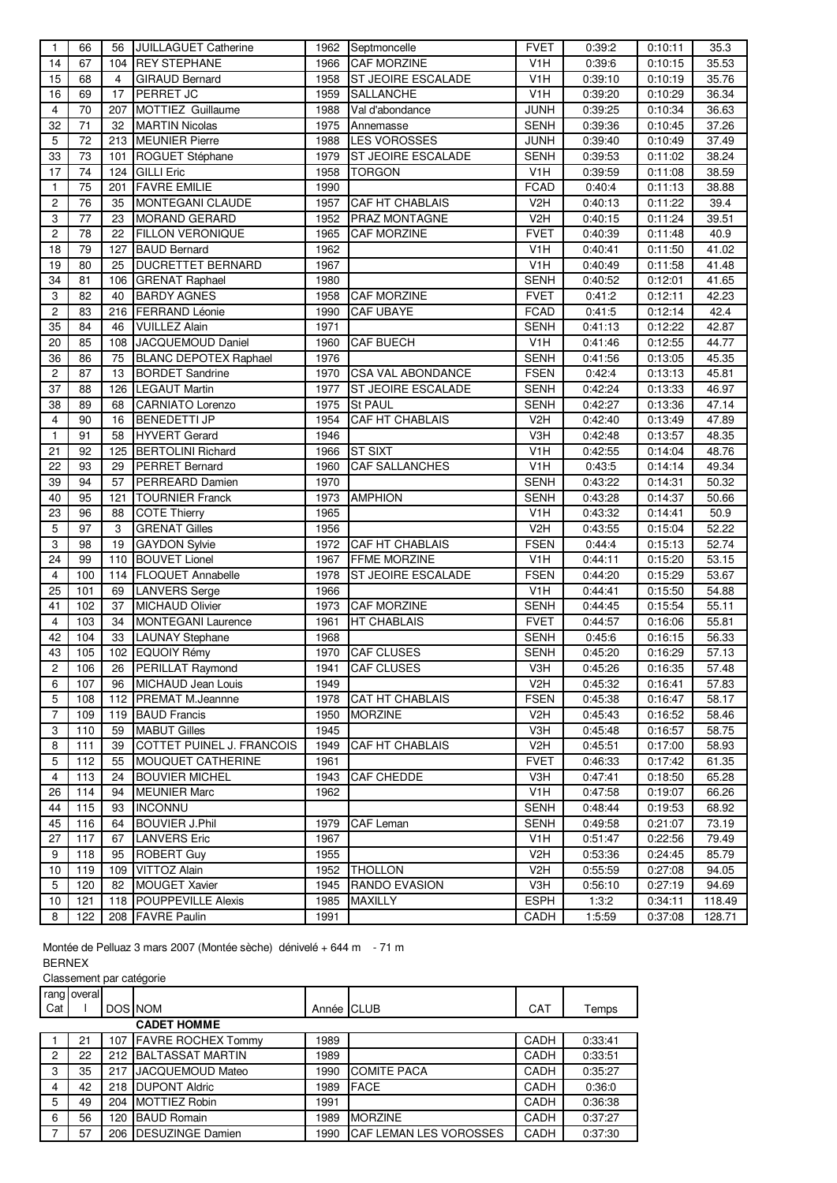| | | | | | | | | | |
|---|---|---|---|---|---|---|---|---|---|
| 1 | 66 | 56 | JUILLAGUET Catherine | 1962 | Septmoncelle | FVET | 0:39:2 | 0:10:11 | 35.3 |
| 14 | 67 | 104 | REY STEPHANE | 1966 | CAF MORZINE | V1H | 0:39:6 | 0:10:15 | 35.53 |
| 15 | 68 | 4 | GIRAUD Bernard | 1958 | ST JEOIRE ESCALADE | V1H | 0:39:10 | 0:10:19 | 35.76 |
| 16 | 69 | 17 | PERRET JC | 1959 | SALLANCHE | V1H | 0:39:20 | 0:10:29 | 36.34 |
| 4 | 70 | 207 | MOTTIEZ Guillaume | 1988 | Val d'abondance | JUNH | 0:39:25 | 0:10:34 | 36.63 |
| 32 | 71 | 32 | MARTIN Nicolas | 1975 | Annemasse | SENH | 0:39:36 | 0:10:45 | 37.26 |
| 5 | 72 | 213 | MEUNIER Pierre | 1988 | LES VOROSSES | JUNH | 0:39:40 | 0:10:49 | 37.49 |
| 33 | 73 | 101 | ROGUET Stéphane | 1979 | ST JEOIRE ESCALADE | SENH | 0:39:53 | 0:11:02 | 38.24 |
| 17 | 74 | 124 | GILLI Eric | 1958 | TORGON | V1H | 0:39:59 | 0:11:08 | 38.59 |
| 1 | 75 | 201 | FAVRE EMILIE | 1990 | | FCAD | 0:40:4 | 0:11:13 | 38.88 |
| 2 | 76 | 35 | MONTEGANI CLAUDE | 1957 | CAF HT CHABLAIS | V2H | 0:40:13 | 0:11:22 | 39.4 |
| 3 | 77 | 23 | MORAND GERARD | 1952 | PRAZ MONTAGNE | V2H | 0:40:15 | 0:11:24 | 39.51 |
| 2 | 78 | 22 | FILLON VERONIQUE | 1965 | CAF MORZINE | FVET | 0:40:39 | 0:11:48 | 40.9 |
| 18 | 79 | 127 | BAUD Bernard | 1962 | | V1H | 0:40:41 | 0:11:50 | 41.02 |
| 19 | 80 | 25 | DUCRETTET BERNARD | 1967 | | V1H | 0:40:49 | 0:11:58 | 41.48 |
| 34 | 81 | 106 | GRENAT Raphael | 1980 | | SENH | 0:40:52 | 0:12:01 | 41.65 |
| 3 | 82 | 40 | BARDY AGNES | 1958 | CAF MORZINE | FVET | 0:41:2 | 0:12:11 | 42.23 |
| 2 | 83 | 216 | FERRAND Léonie | 1990 | CAF UBAYE | FCAD | 0:41:5 | 0:12:14 | 42.4 |
| 35 | 84 | 46 | VUILLEZ Alain | 1971 | | SENH | 0:41:13 | 0:12:22 | 42.87 |
| 20 | 85 | 108 | JACQUEMOUD Daniel | 1960 | CAF BUECH | V1H | 0:41:46 | 0:12:55 | 44.77 |
| 36 | 86 | 75 | BLANC DEPOTEX Raphael | 1976 | | SENH | 0:41:56 | 0:13:05 | 45.35 |
| 2 | 87 | 13 | BORDET Sandrine | 1970 | CSA VAL ABONDANCE | FSEN | 0:42:4 | 0:13:13 | 45.81 |
| 37 | 88 | 126 | LEGAUT Martin | 1977 | ST JEOIRE ESCALADE | SENH | 0:42:24 | 0:13:33 | 46.97 |
| 38 | 89 | 68 | CARNIATO Lorenzo | 1975 | St PAUL | SENH | 0:42:27 | 0:13:36 | 47.14 |
| 4 | 90 | 16 | BENEDETTI JP | 1954 | CAF HT CHABLAIS | V2H | 0:42:40 | 0:13:49 | 47.89 |
| 1 | 91 | 58 | HYVERT Gerard | 1946 | | V3H | 0:42:48 | 0:13:57 | 48.35 |
| 21 | 92 | 125 | BERTOLINI Richard | 1966 | ST SIXT | V1H | 0:42:55 | 0:14:04 | 48.76 |
| 22 | 93 | 29 | PERRET Bernard | 1960 | CAF SALLANCHES | V1H | 0:43:5 | 0:14:14 | 49.34 |
| 39 | 94 | 57 | PERREARD Damien | 1970 | | SENH | 0:43:22 | 0:14:31 | 50.32 |
| 40 | 95 | 121 | TOURNIER Franck | 1973 | AMPHION | SENH | 0:43:28 | 0:14:37 | 50.66 |
| 23 | 96 | 88 | COTE Thierry | 1965 | | V1H | 0:43:32 | 0:14:41 | 50.9 |
| 5 | 97 | 3 | GRENAT Gilles | 1956 | | V2H | 0:43:55 | 0:15:04 | 52.22 |
| 3 | 98 | 19 | GAYDON Sylvie | 1972 | CAF HT CHABLAIS | FSEN | 0:44:4 | 0:15:13 | 52.74 |
| 24 | 99 | 110 | BOUVET Lionel | 1967 | FFME MORZINE | V1H | 0:44:11 | 0:15:20 | 53.15 |
| 4 | 100 | 114 | FLOQUET Annabelle | 1978 | ST JEOIRE ESCALADE | FSEN | 0:44:20 | 0:15:29 | 53.67 |
| 25 | 101 | 69 | LANVERS Serge | 1966 | | V1H | 0:44:41 | 0:15:50 | 54.88 |
| 41 | 102 | 37 | MICHAUD Olivier | 1973 | CAF MORZINE | SENH | 0:44:45 | 0:15:54 | 55.11 |
| 4 | 103 | 34 | MONTEGANI Laurence | 1961 | HT CHABLAIS | FVET | 0:44:57 | 0:16:06 | 55.81 |
| 42 | 104 | 33 | LAUNAY Stephane | 1968 | | SENH | 0:45:6 | 0:16:15 | 56.33 |
| 43 | 105 | 102 | EQUOIY Rémy | 1970 | CAF CLUSES | SENH | 0:45:20 | 0:16:29 | 57.13 |
| 2 | 106 | 26 | PERILLAT Raymond | 1941 | CAF CLUSES | V3H | 0:45:26 | 0:16:35 | 57.48 |
| 6 | 107 | 96 | MICHAUD Jean Louis | 1949 | | V2H | 0:45:32 | 0:16:41 | 57.83 |
| 5 | 108 | 112 | PREMAT M.Jeannne | 1978 | CAT HT CHABLAIS | FSEN | 0:45:38 | 0:16:47 | 58.17 |
| 7 | 109 | 119 | BAUD Francis | 1950 | MORZINE | V2H | 0:45:43 | 0:16:52 | 58.46 |
| 3 | 110 | 59 | MABUT Gilles | 1945 | | V3H | 0:45:48 | 0:16:57 | 58.75 |
| 8 | 111 | 39 | COTTET PUINEL J. FRANCOIS | 1949 | CAF HT CHABLAIS | V2H | 0:45:51 | 0:17:00 | 58.93 |
| 5 | 112 | 55 | MOUQUET CATHERINE | 1961 | | FVET | 0:46:33 | 0:17:42 | 61.35 |
| 4 | 113 | 24 | BOUVIER MICHEL | 1943 | CAF CHEDDE | V3H | 0:47:41 | 0:18:50 | 65.28 |
| 26 | 114 | 94 | MEUNIER Marc | 1962 | | V1H | 0:47:58 | 0:19:07 | 66.26 |
| 44 | 115 | 93 | INCONNU | | | SENH | 0:48:44 | 0:19:53 | 68.92 |
| 45 | 116 | 64 | BOUVIER J.Phil | 1979 | CAF Leman | SENH | 0:49:58 | 0:21:07 | 73.19 |
| 27 | 117 | 67 | LANVERS Eric | 1967 | | V1H | 0:51:47 | 0:22:56 | 79.49 |
| 9 | 118 | 95 | ROBERT Guy | 1955 | | V2H | 0:53:36 | 0:24:45 | 85.79 |
| 10 | 119 | 109 | VITTOZ Alain | 1952 | THOLLON | V2H | 0:55:59 | 0:27:08 | 94.05 |
| 5 | 120 | 82 | MOUGET Xavier | 1945 | RANDO EVASION | V3H | 0:56:10 | 0:27:19 | 94.69 |
| 10 | 121 | 118 | POUPPEVILLE Alexis | 1985 | MAXILLY | ESPH | 1:3:2 | 0:34:11 | 118.49 |
| 8 | 122 | 208 | FAVRE Paulin | 1991 | | CADH | 1:5:59 | 0:37:08 | 128.71 |

Montée de Pelluaz 3 mars 2007 (Montée sèche) dénivelé + 644 m - 71 m

BERNEX

Classement par catégorie

| rang Cat | overall l | DOS | NOM | Année | CLUB | CAT | Temps |
|---|---|---|---|---|---|---|---|
| | | | **CADET HOMME** | | | | |
| 1 | 21 | 107 | FAVRE ROCHEX Tommy | 1989 | | CADH | 0:33:41 |
| 2 | 22 | 212 | BALTASSAT MARTIN | 1989 | | CADH | 0:33:51 |
| 3 | 35 | 217 | JACQUEMOUD Mateo | 1990 | COMITE PACA | CADH | 0:35:27 |
| 4 | 42 | 218 | DUPONT Aldric | 1989 | FACE | CADH | 0:36:0 |
| 5 | 49 | 204 | MOTTIEZ Robin | 1991 | | CADH | 0:36:38 |
| 6 | 56 | 120 | BAUD Romain | 1989 | MORZINE | CADH | 0:37:27 |
| 7 | 57 | 206 | DESUZINGE Damien | 1990 | CAF LEMAN LES VOROSSES | CADH | 0:37:30 |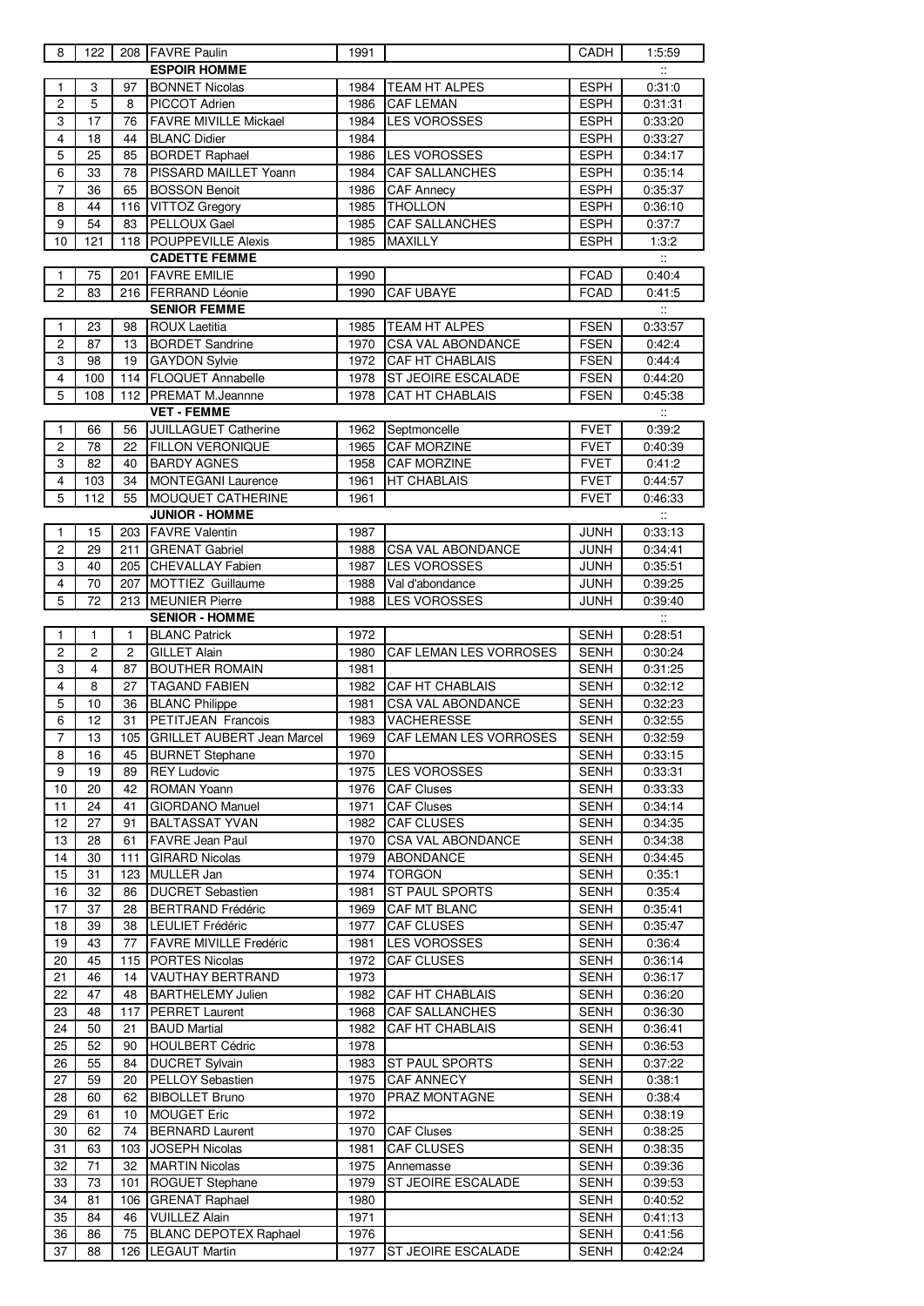| | | | | | | | |
|---|---|---|---|---|---|---|---|
| 8 | 122 | 208 | FAVRE Paulin | 1991 | | CADH | 1:5:59 |
| | | | **ESPOIR HOMME** | | | | :: |
| 1 | 3 | 97 | BONNET Nicolas | 1984 | TEAM HT ALPES | ESPH | 0:31:0 |
| 2 | 5 | 8 | PICCOT Adrien | 1986 | CAF LEMAN | ESPH | 0:31:31 |
| 3 | 17 | 76 | FAVRE MIVILLE Mickael | 1984 | LES VOROSSES | ESPH | 0:33:20 |
| 4 | 18 | 44 | BLANC Didier | 1984 | | ESPH | 0:33:27 |
| 5 | 25 | 85 | BORDET Raphael | 1986 | LES VOROSSES | ESPH | 0:34:17 |
| 6 | 33 | 78 | PISSARD MAILLET Yoann | 1984 | CAF SALLANCHES | ESPH | 0:35:14 |
| 7 | 36 | 65 | BOSSON Benoit | 1986 | CAF Annecy | ESPH | 0:35:37 |
| 8 | 44 | 116 | VITTOZ Gregory | 1985 | THOLLON | ESPH | 0:36:10 |
| 9 | 54 | 83 | PELLOUX Gael | 1985 | CAF SALLANCHES | ESPH | 0:37:7 |
| 10 | 121 | 118 | POUPPEVILLE Alexis | 1985 | MAXILLY | ESPH | 1:3:2 |
| | | | **CADETTE FEMME** | | | | :: |
| 1 | 75 | 201 | FAVRE EMILIE | 1990 | | FCAD | 0:40:4 |
| 2 | 83 | 216 | FERRAND Léonie | 1990 | CAF UBAYE | FCAD | 0:41:5 |
| | | | **SENIOR FEMME** | | | | :: |
| 1 | 23 | 98 | ROUX Laetitia | 1985 | TEAM HT ALPES | FSEN | 0:33:57 |
| 2 | 87 | 13 | BORDET Sandrine | 1970 | CSA VAL ABONDANCE | FSEN | 0:42:4 |
| 3 | 98 | 19 | GAYDON Sylvie | 1972 | CAF HT CHABLAIS | FSEN | 0:44:4 |
| 4 | 100 | 114 | FLOQUET Annabelle | 1978 | ST JEOIRE ESCALADE | FSEN | 0:44:20 |
| 5 | 108 | 112 | PREMAT M.Jeannne | 1978 | CAT HT CHABLAIS | FSEN | 0:45:38 |
| | | | **VET - FEMME** | | | | :: |
| 1 | 66 | 56 | JUILLAGUET Catherine | 1962 | Septmoncelle | FVET | 0:39:2 |
| 2 | 78 | 22 | FILLON VERONIQUE | 1965 | CAF MORZINE | FVET | 0:40:39 |
| 3 | 82 | 40 | BARDY AGNES | 1958 | CAF MORZINE | FVET | 0:41:2 |
| 4 | 103 | 34 | MONTEGANI Laurence | 1961 | HT CHABLAIS | FVET | 0:44:57 |
| 5 | 112 | 55 | MOUQUET CATHERINE | 1961 | | FVET | 0:46:33 |
| | | | **JUNIOR - HOMME** | | | | :: |
| 1 | 15 | 203 | FAVRE Valentin | 1987 | | JUNH | 0:33:13 |
| 2 | 29 | 211 | GRENAT Gabriel | 1988 | CSA VAL ABONDANCE | JUNH | 0:34:41 |
| 3 | 40 | 205 | CHEVALLAY Fabien | 1987 | LES VOROSSES | JUNH | 0:35:51 |
| 4 | 70 | 207 | MOTTIEZ Guillaume | 1988 | Val d'abondance | JUNH | 0:39:25 |
| 5 | 72 | 213 | MEUNIER Pierre | 1988 | LES VOROSSES | JUNH | 0:39:40 |
| | | | **SENIOR - HOMME** | | | | :: |
| 1 | 1 | 1 | BLANC Patrick | 1972 | | SENH | 0:28:51 |
| 2 | 2 | 2 | GILLET Alain | 1980 | CAF LEMAN LES VORROSES | SENH | 0:30:24 |
| 3 | 4 | 87 | BOUTHER ROMAIN | 1981 | | SENH | 0:31:25 |
| 4 | 8 | 27 | TAGAND FABIEN | 1982 | CAF HT CHABLAIS | SENH | 0:32:12 |
| 5 | 10 | 36 | BLANC Philippe | 1981 | CSA VAL ABONDANCE | SENH | 0:32:23 |
| 6 | 12 | 31 | PETITJEAN Francois | 1983 | VACHERESSE | SENH | 0:32:55 |
| 7 | 13 | 105 | GRILLET AUBERT Jean Marcel | 1969 | CAF LEMAN LES VORROSES | SENH | 0:32:59 |
| 8 | 16 | 45 | BURNET Stephane | 1970 | | SENH | 0:33:15 |
| 9 | 19 | 89 | REY Ludovic | 1975 | LES VOROSSES | SENH | 0:33:31 |
| 10 | 20 | 42 | ROMAN Yoann | 1976 | CAF Cluses | SENH | 0:33:33 |
| 11 | 24 | 41 | GIORDANO Manuel | 1971 | CAF Cluses | SENH | 0:34:14 |
| 12 | 27 | 91 | BALTASSAT YVAN | 1982 | CAF CLUSES | SENH | 0:34:35 |
| 13 | 28 | 61 | FAVRE Jean Paul | 1970 | CSA VAL ABONDANCE | SENH | 0:34:38 |
| 14 | 30 | 111 | GIRARD Nicolas | 1979 | ABONDANCE | SENH | 0:34:45 |
| 15 | 31 | 123 | MULLER Jan | 1974 | TORGON | SENH | 0:35:1 |
| 16 | 32 | 86 | DUCRET Sebastien | 1981 | ST PAUL SPORTS | SENH | 0:35:4 |
| 17 | 37 | 28 | BERTRAND Frédéric | 1969 | CAF MT BLANC | SENH | 0:35:41 |
| 18 | 39 | 38 | LEULIET Frédéric | 1977 | CAF CLUSES | SENH | 0:35:47 |
| 19 | 43 | 77 | FAVRE MIVILLE Fredéric | 1981 | LES VOROSSES | SENH | 0:36:4 |
| 20 | 45 | 115 | PORTES Nicolas | 1972 | CAF CLUSES | SENH | 0:36:14 |
| 21 | 46 | 14 | VAUTHAY BERTRAND | 1973 | | SENH | 0:36:17 |
| 22 | 47 | 48 | BARTHELEMY Julien | 1982 | CAF HT CHABLAIS | SENH | 0:36:20 |
| 23 | 48 | 117 | PERRET Laurent | 1968 | CAF SALLANCHES | SENH | 0:36:30 |
| 24 | 50 | 21 | BAUD Martial | 1982 | CAF HT CHABLAIS | SENH | 0:36:41 |
| 25 | 52 | 90 | HOULBERT Cédric | 1978 | | SENH | 0:36:53 |
| 26 | 55 | 84 | DUCRET Sylvain | 1983 | ST PAUL SPORTS | SENH | 0:37:22 |
| 27 | 59 | 20 | PELLOY Sebastien | 1975 | CAF ANNECY | SENH | 0:38:1 |
| 28 | 60 | 62 | BIBOLLET Bruno | 1970 | PRAZ MONTAGNE | SENH | 0:38:4 |
| 29 | 61 | 10 | MOUGET Eric | 1972 | | SENH | 0:38:19 |
| 30 | 62 | 74 | BERNARD Laurent | 1970 | CAF Cluses | SENH | 0:38:25 |
| 31 | 63 | 103 | JOSEPH Nicolas | 1981 | CAF CLUSES | SENH | 0:38:35 |
| 32 | 71 | 32 | MARTIN Nicolas | 1975 | Annemasse | SENH | 0:39:36 |
| 33 | 73 | 101 | ROGUET Stephane | 1979 | ST JEOIRE ESCALADE | SENH | 0:39:53 |
| 34 | 81 | 106 | GRENAT Raphael | 1980 | | SENH | 0:40:52 |
| 35 | 84 | 46 | VUILLEZ Alain | 1971 | | SENH | 0:41:13 |
| 36 | 86 | 75 | BLANC DEPOTEX Raphael | 1976 | | SENH | 0:41:56 |
| 37 | 88 | 126 | LEGAUT Martin | 1977 | ST JEOIRE ESCALADE | SENH | 0:42:24 |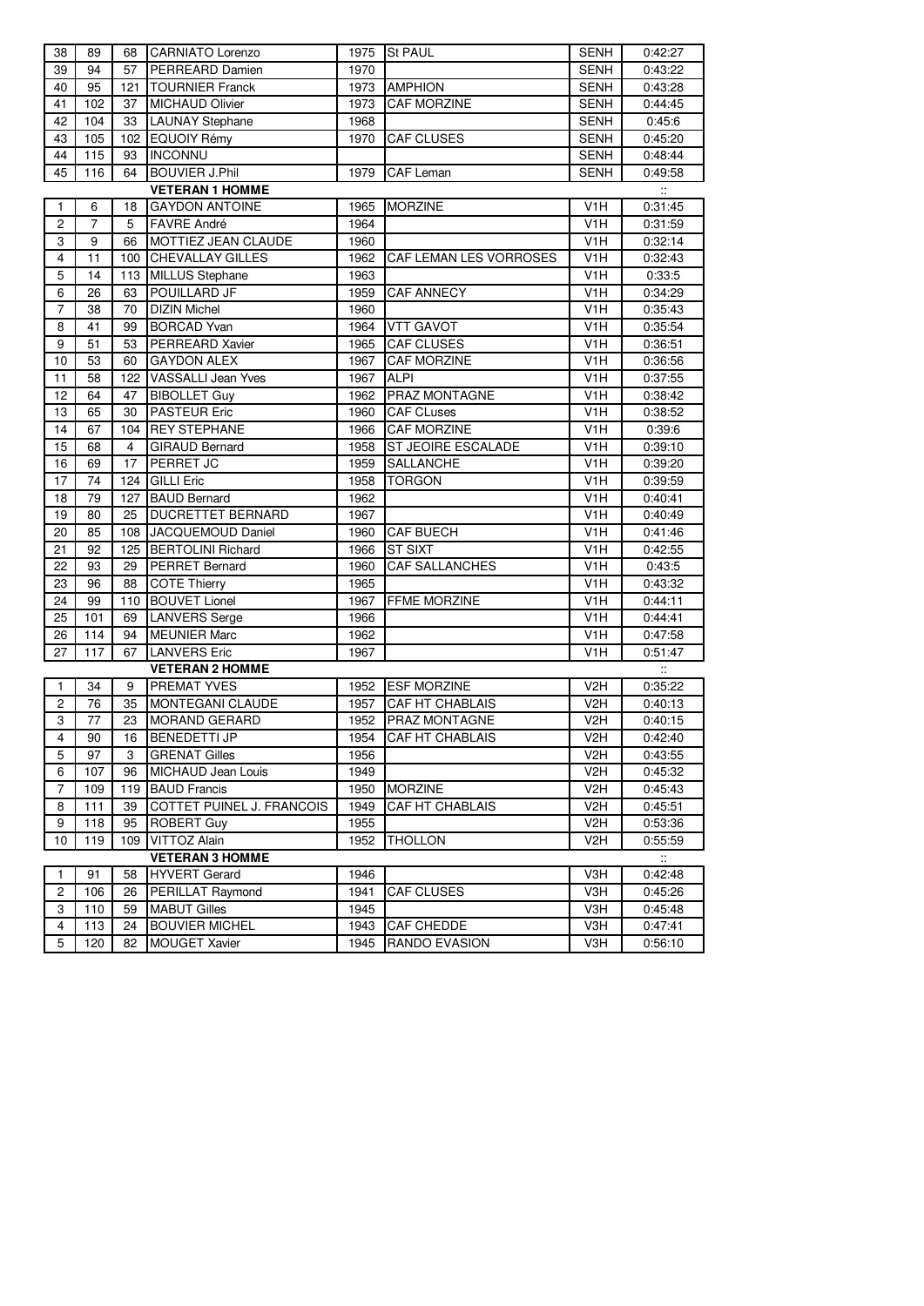| | | | | | | | |
|---|---|---|---|---|---|---|---|
| 38 | 89 | 68 | CARNIATO Lorenzo | 1975 | St PAUL | SENH | 0:42:27 |
| 39 | 94 | 57 | PERREARD Damien | 1970 | | SENH | 0:43:22 |
| 40 | 95 | 121 | TOURNIER Franck | 1973 | AMPHION | SENH | 0:43:28 |
| 41 | 102 | 37 | MICHAUD Olivier | 1973 | CAF MORZINE | SENH | 0:44:45 |
| 42 | 104 | 33 | LAUNAY Stephane | 1968 | | SENH | 0:45:6 |
| 43 | 105 | 102 | EQUOIY Rémy | 1970 | CAF CLUSES | SENH | 0:45:20 |
| 44 | 115 | 93 | INCONNU | | | SENH | 0:48:44 |
| 45 | 116 | 64 | BOUVIER J.Phil | 1979 | CAF Leman | SENH | 0:49:58 |
| | | | **VETERAN 1 HOMME** | | | | :: |
| 1 | 6 | 18 | GAYDON ANTOINE | 1965 | MORZINE | V1H | 0:31:45 |
| 2 | 7 | 5 | FAVRE André | 1964 | | V1H | 0:31:59 |
| 3 | 9 | 66 | MOTTIEZ JEAN CLAUDE | 1960 | | V1H | 0:32:14 |
| 4 | 11 | 100 | CHEVALLAY GILLES | 1962 | CAF LEMAN LES VORROSES | V1H | 0:32:43 |
| 5 | 14 | 113 | MILLUS Stephane | 1963 | | V1H | 0:33:5 |
| 6 | 26 | 63 | POUILLARD JF | 1959 | CAF ANNECY | V1H | 0:34:29 |
| 7 | 38 | 70 | DIZIN Michel | 1960 | | V1H | 0:35:43 |
| 8 | 41 | 99 | BORCAD Yvan | 1964 | VTT GAVOT | V1H | 0:35:54 |
| 9 | 51 | 53 | PERREARD Xavier | 1965 | CAF CLUSES | V1H | 0:36:51 |
| 10 | 53 | 60 | GAYDON ALEX | 1967 | CAF MORZINE | V1H | 0:36:56 |
| 11 | 58 | 122 | VASSALLI Jean Yves | 1967 | ALPI | V1H | 0:37:55 |
| 12 | 64 | 47 | BIBOLLET Guy | 1962 | PRAZ MONTAGNE | V1H | 0:38:42 |
| 13 | 65 | 30 | PASTEUR Eric | 1960 | CAF CLuses | V1H | 0:38:52 |
| 14 | 67 | 104 | REY STEPHANE | 1966 | CAF MORZINE | V1H | 0:39:6 |
| 15 | 68 | 4 | GIRAUD Bernard | 1958 | ST JEOIRE ESCALADE | V1H | 0:39:10 |
| 16 | 69 | 17 | PERRET JC | 1959 | SALLANCHE | V1H | 0:39:20 |
| 17 | 74 | 124 | GILLI Eric | 1958 | TORGON | V1H | 0:39:59 |
| 18 | 79 | 127 | BAUD Bernard | 1962 | | V1H | 0:40:41 |
| 19 | 80 | 25 | DUCRETTET BERNARD | 1967 | | V1H | 0:40:49 |
| 20 | 85 | 108 | JACQUEMOUD Daniel | 1960 | CAF BUECH | V1H | 0:41:46 |
| 21 | 92 | 125 | BERTOLINI Richard | 1966 | ST SIXT | V1H | 0:42:55 |
| 22 | 93 | 29 | PERRET Bernard | 1960 | CAF SALLANCHES | V1H | 0:43:5 |
| 23 | 96 | 88 | COTE Thierry | 1965 | | V1H | 0:43:32 |
| 24 | 99 | 110 | BOUVET Lionel | 1967 | FFME MORZINE | V1H | 0:44:11 |
| 25 | 101 | 69 | LANVERS Serge | 1966 | | V1H | 0:44:41 |
| 26 | 114 | 94 | MEUNIER Marc | 1962 | | V1H | 0:47:58 |
| 27 | 117 | 67 | LANVERS Eric | 1967 | | V1H | 0:51:47 |
| | | | **VETERAN 2 HOMME** | | | | :: |
| 1 | 34 | 9 | PREMAT YVES | 1952 | ESF MORZINE | V2H | 0:35:22 |
| 2 | 76 | 35 | MONTEGANI CLAUDE | 1957 | CAF HT CHABLAIS | V2H | 0:40:13 |
| 3 | 77 | 23 | MORAND GERARD | 1952 | PRAZ MONTAGNE | V2H | 0:40:15 |
| 4 | 90 | 16 | BENEDETTI JP | 1954 | CAF HT CHABLAIS | V2H | 0:42:40 |
| 5 | 97 | 3 | GRENAT Gilles | 1956 | | V2H | 0:43:55 |
| 6 | 107 | 96 | MICHAUD Jean Louis | 1949 | | V2H | 0:45:32 |
| 7 | 109 | 119 | BAUD Francis | 1950 | MORZINE | V2H | 0:45:43 |
| 8 | 111 | 39 | COTTET PUINEL J. FRANCOIS | 1949 | CAF HT CHABLAIS | V2H | 0:45:51 |
| 9 | 118 | 95 | ROBERT Guy | 1955 | | V2H | 0:53:36 |
| 10 | 119 | 109 | VITTOZ Alain | 1952 | THOLLON | V2H | 0:55:59 |
| | | | **VETERAN 3 HOMME** | | | | :: |
| 1 | 91 | 58 | HYVERT Gerard | 1946 | | V3H | 0:42:48 |
| 2 | 106 | 26 | PERILLAT Raymond | 1941 | CAF CLUSES | V3H | 0:45:26 |
| 3 | 110 | 59 | MABUT Gilles | 1945 | | V3H | 0:45:48 |
| 4 | 113 | 24 | BOUVIER MICHEL | 1943 | CAF CHEDDE | V3H | 0:47:41 |
| 5 | 120 | 82 | MOUGET Xavier | 1945 | RANDO EVASION | V3H | 0:56:10 |